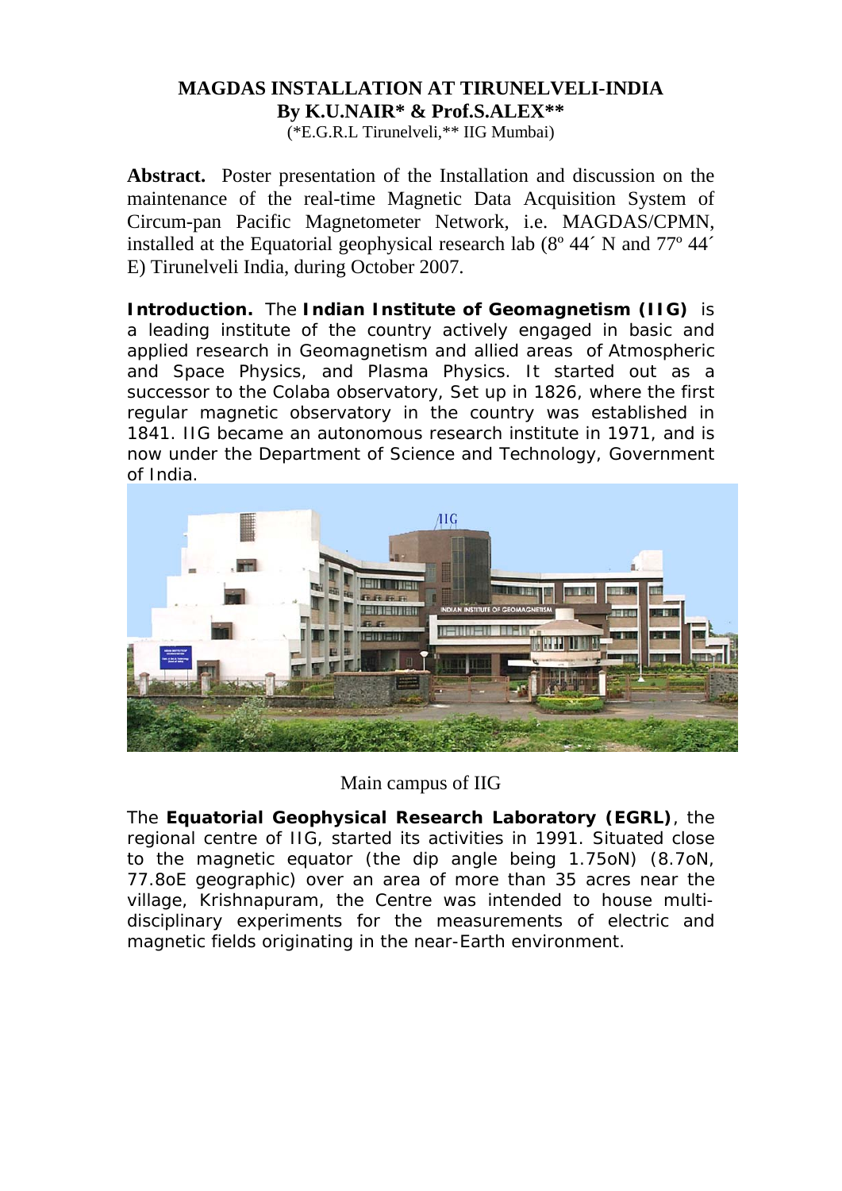# MAGDAS INSTALLATION AT TIRUNELVELI-INDIA

**By K.U.NAIR* & Prof.S.ALEX****

(*E.G.R.L Tirunelveli,** IIG Mumbai)

**Abstract.** Poster presentation of the Installation and discussion on the maintenance of the real-time Magnetic Data Acquisition System of Circum-pan Pacific Magnetometer Network, i.e. MAGDAS/CPMN, installed at the Equatorial geophysical research lab (8º 44´ N and 77º 44´ E) Tirunelveli India, during October 2007.

**Introduction.** The **Indian Institute of Geomagnetism (IIG)** is a leading institute of the country actively engaged in basic and applied research in Geomagnetism and allied areas of Atmospheric and Space Physics, and Plasma Physics. It started out as a successor to the Colaba observatory, Set up in 1826, where the first regular magnetic observatory in the country was established in 1841. IIG became an autonomous research institute in 1971, and is now under the Department of Science and Technology, Government of India.

Main campus of IIG

The **Equatorial Geophysical Research Laboratory (EGRL)**, the regional centre of IIG, started its activities in 1991. Situated close to the magnetic equator (the dip angle being 1.75oN) (8.7oN, 77.8oE geographic) over an area of more than 35 acres near the village, Krishnapuram, the Centre was intended to house multi-disciplinary experiments for the measurements of electric and magnetic fields originating in the near-Earth environment.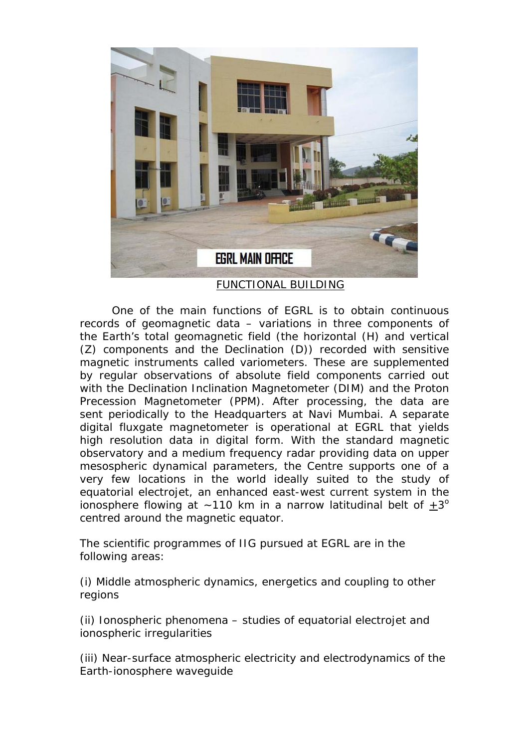FUNCTIONAL BUILDING

One of the main functions of EGRL is to obtain continuous records of geomagnetic data – variations in three components of the Earth's total geomagnetic field (the horizontal (H) and vertical (Z) components and the Declination (D)) recorded with sensitive magnetic instruments called variometers. These are supplemented by regular observations of absolute field components carried out with the Declination Inclination Magnetometer (DIM) and the Proton Precession Magnetometer (PPM). After processing, the data are sent periodically to the Headquarters at Navi Mumbai. A separate digital fluxgate magnetometer is operational at EGRL that yields high resolution data in digital form. With the standard magnetic observatory and a medium frequency radar providing data on upper mesospheric dynamical parameters, the Centre supports one of a very few locations in the world ideally suited to the study of equatorial electrojet, an enhanced east-west current system in the ionosphere flowing at ~110 km in a narrow latitudinal belt of $\pm 3^{o}$ centred around the magnetic equator.

The scientific programmes of IIG pursued at EGRL are in the following areas:

(i) Middle atmospheric dynamics, energetics and coupling to other regions

(ii) Ionospheric phenomena – studies of equatorial electrojet and ionospheric irregularities

(iii) Near-surface atmospheric electricity and electrodynamics of the Earth-ionosphere waveguide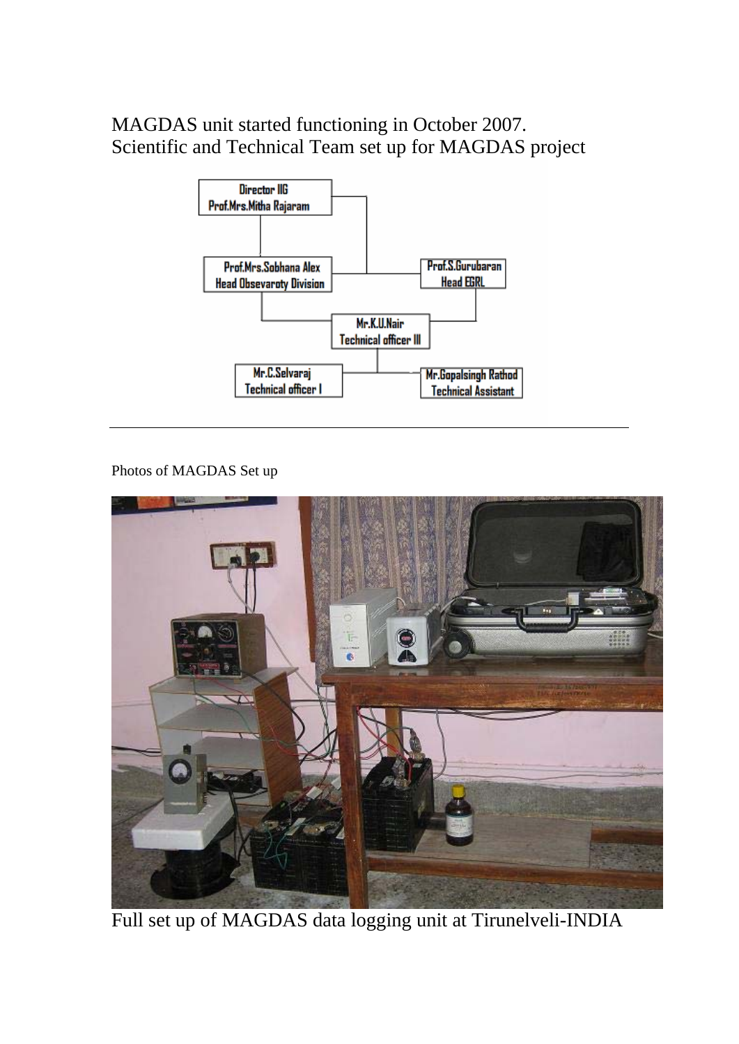MAGDAS unit started functioning in October 2007.
Scientific and Technical Team set up for MAGDAS project

Director IIG
Prof.Mrs.Mitha Rajaram

Prof.Mrs.Sobhana Alex
Head Obsevaroty Division

Prof.S.Gurubaran
Head EGRL

Mr.K.U.Nair
Technical officer III

Mr.C.Selvaraj
Technical officer I

Mr.Gopalsingh Rathod
Technical Assistant

---

Photos of MAGDAS Set up

Full set up of MAGDAS data logging unit at Tirunelveli-INDIA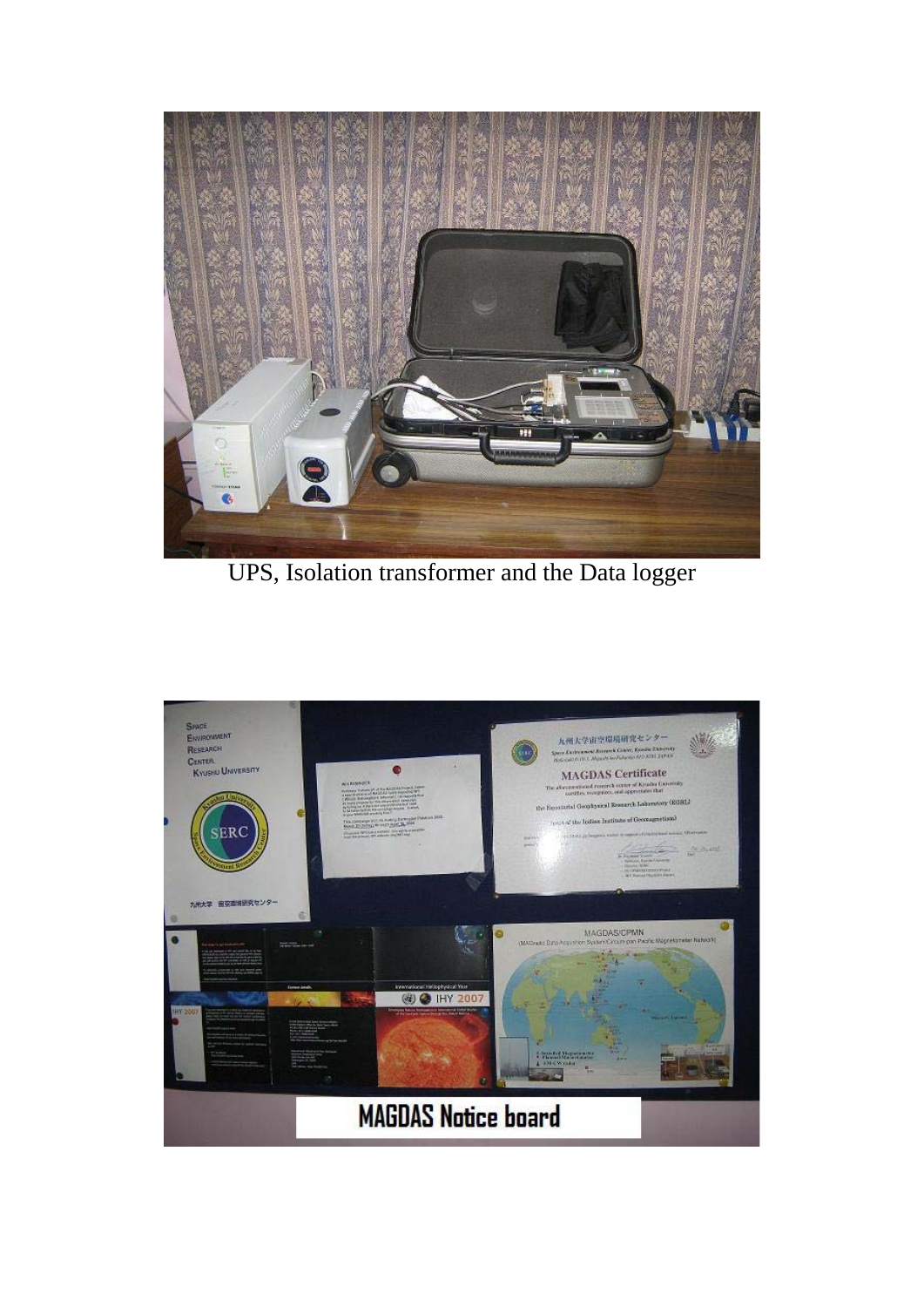UPS, Isolation transformer and the Data logger

MAGDAS Notice board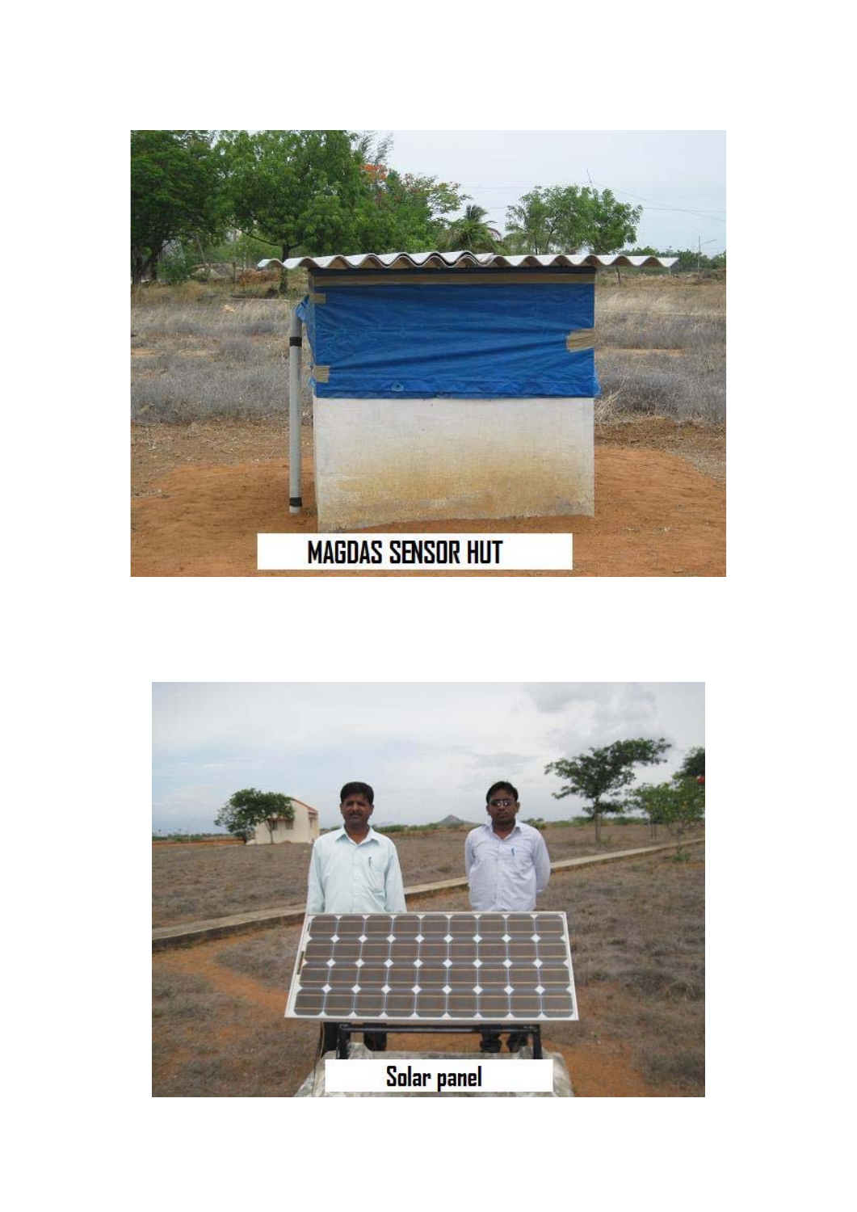MAGDAS SENSOR HUT

Solar panel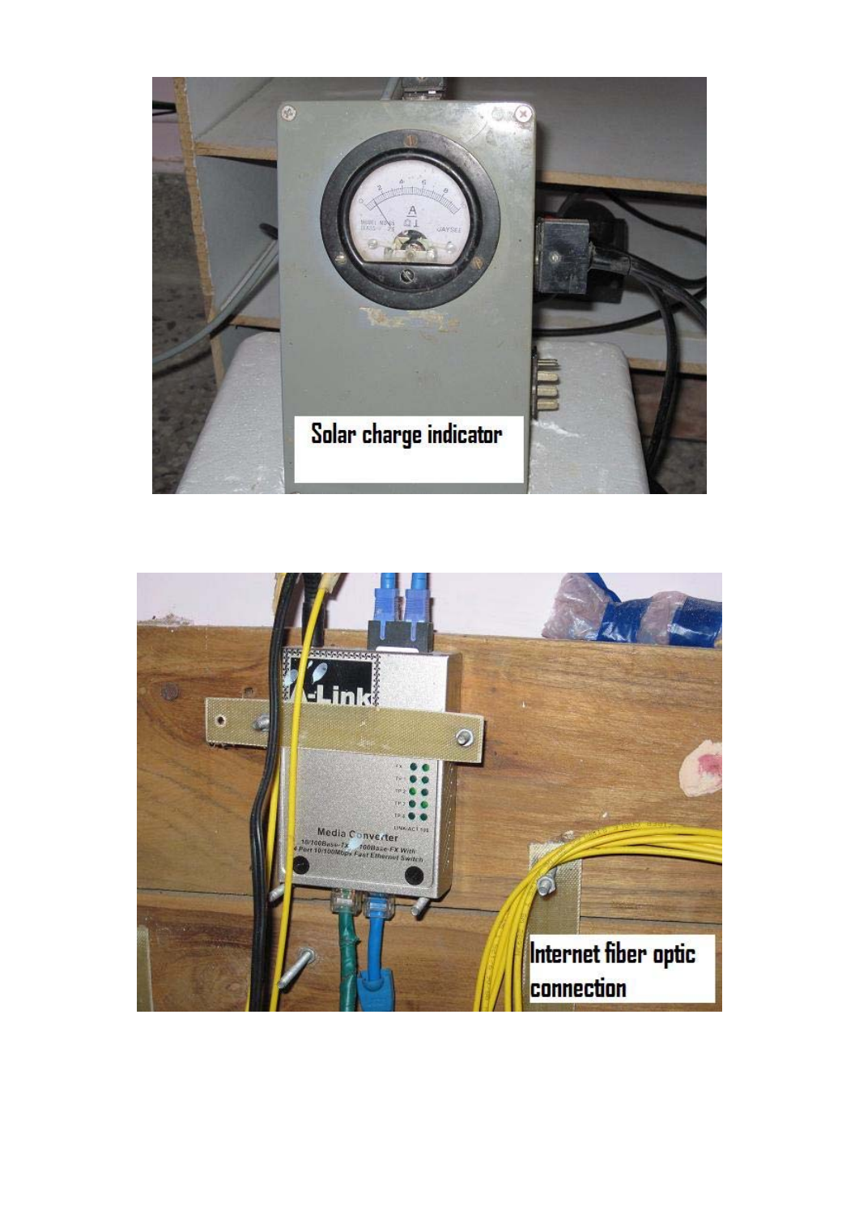Solar charge indicator

Internet fiber optic connection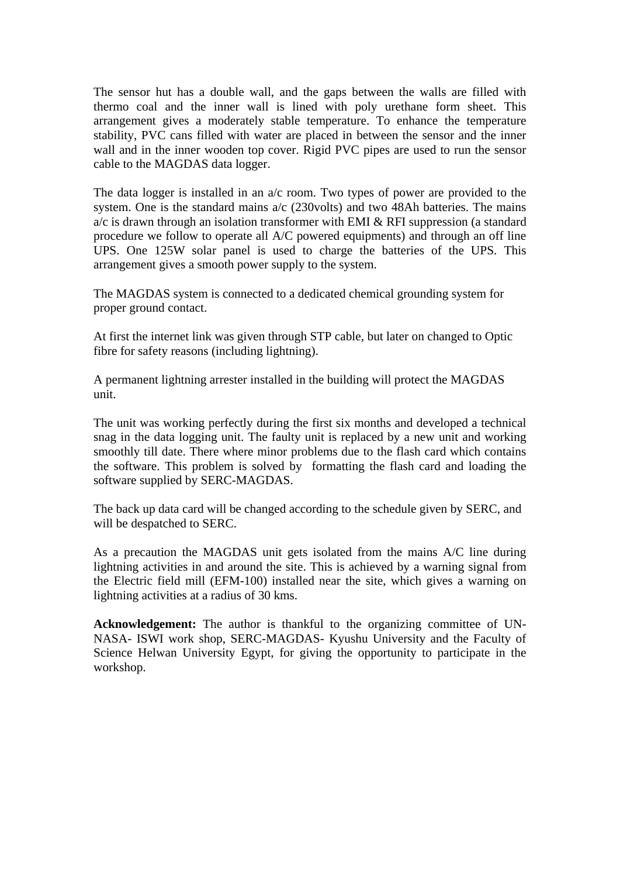The sensor hut has a double wall, and the gaps between the walls are filled with thermo coal and the inner wall is lined with poly urethane form sheet. This arrangement gives a moderately stable temperature. To enhance the temperature stability, PVC cans filled with water are placed in between the sensor and the inner wall and in the inner wooden top cover. Rigid PVC pipes are used to run the sensor cable to the MAGDAS data logger.

The data logger is installed in an a/c room. Two types of power are provided to the system. One is the standard mains a/c (230volts) and two 48Ah batteries. The mains a/c is drawn through an isolation transformer with EMI & RFI suppression (a standard procedure we follow to operate all A/C powered equipments) and through an off line UPS. One 125W solar panel is used to charge the batteries of the UPS. This arrangement gives a smooth power supply to the system.

The MAGDAS system is connected to a dedicated chemical grounding system for proper ground contact.

At first the internet link was given through STP cable, but later on changed to Optic fibre for safety reasons (including lightning).

A permanent lightning arrester installed in the building will protect the MAGDAS unit.

The unit was working perfectly during the first six months and developed a technical snag in the data logging unit. The faulty unit is replaced by a new unit and working smoothly till date. There where minor problems due to the flash card which contains the software. This problem is solved by formatting the flash card and loading the software supplied by SERC-MAGDAS.

The back up data card will be changed according to the schedule given by SERC, and will be despatched to SERC.

As a precaution the MAGDAS unit gets isolated from the mains A/C line during lightning activities in and around the site. This is achieved by a warning signal from the Electric field mill (EFM-100) installed near the site, which gives a warning on lightning activities at a radius of 30 kms.

**Acknowledgement:** The author is thankful to the organizing committee of UN-NASA- ISWI work shop, SERC-MAGDAS- Kyushu University and the Faculty of Science Helwan University Egypt, for giving the opportunity to participate in the workshop.